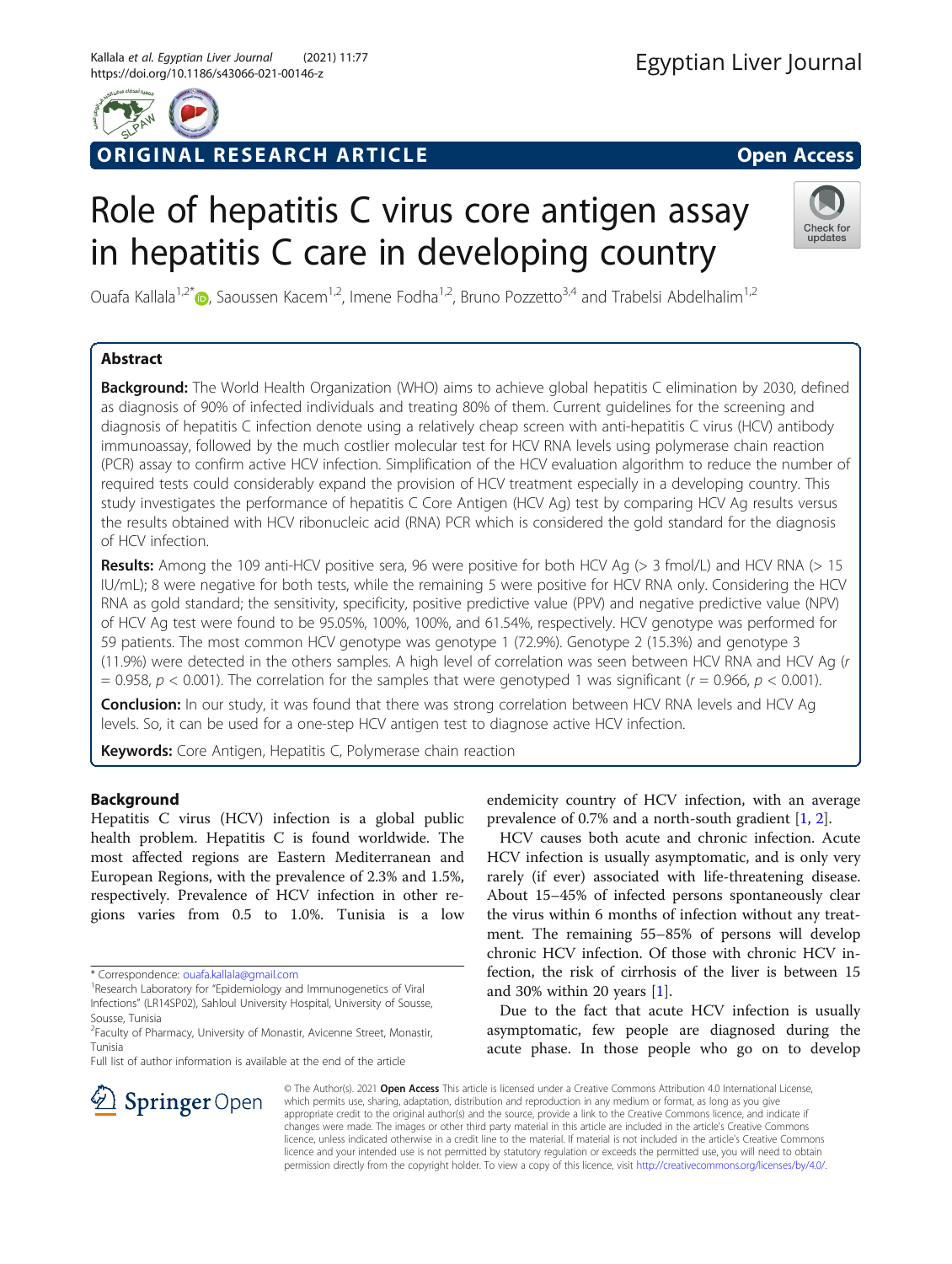ORIGINAL RESEARCH ARTICLE

Open Access

# Role of hepatitis C virus core antigen assay in hepatitis C care in developing country

Ouafa Kallala[1,2*], Saoussen Kacem[1,2], Imene Fodha[1,2], Bruno Pozzetto[3,4] and Trabelsi Abdelhalim[1,2]

## Abstract

**Background:** The World Health Organization (WHO) aims to achieve global hepatitis C elimination by 2030, defined as diagnosis of 90% of infected individuals and treating 80% of them. Current guidelines for the screening and diagnosis of hepatitis C infection denote using a relatively cheap screen with anti-hepatitis C virus (HCV) antibody immunoassay, followed by the much costlier molecular test for HCV RNA levels using polymerase chain reaction (PCR) assay to confirm active HCV infection. Simplification of the HCV evaluation algorithm to reduce the number of required tests could considerably expand the provision of HCV treatment especially in a developing country. This study investigates the performance of hepatitis C Core Antigen (HCV Ag) test by comparing HCV Ag results versus the results obtained with HCV ribonucleic acid (RNA) PCR which is considered the gold standard for the diagnosis of HCV infection.

**Results:** Among the 109 anti-HCV positive sera, 96 were positive for both HCV Ag (> 3 fmol/L) and HCV RNA (> 15 IU/mL); 8 were negative for both tests, while the remaining 5 were positive for HCV RNA only. Considering the HCV RNA as gold standard; the sensitivity, specificity, positive predictive value (PPV) and negative predictive value (NPV) of HCV Ag test were found to be 95.05%, 100%, 100%, and 61.54%, respectively. HCV genotype was performed for 59 patients. The most common HCV genotype was genotype 1 (72.9%). Genotype 2 (15.3%) and genotype 3 (11.9%) were detected in the others samples. A high level of correlation was seen between HCV RNA and HCV Ag ($r = 0.958$, $p < 0.001$). The correlation for the samples that were genotyped 1 was significant ($r = 0.966$, $p < 0.001$).

**Conclusion:** In our study, it was found that there was strong correlation between HCV RNA levels and HCV Ag levels. So, it can be used for a one-step HCV antigen test to diagnose active HCV infection.

**Keywords:** Core Antigen, Hepatitis C, Polymerase chain reaction

## Background

Hepatitis C virus (HCV) infection is a global public health problem. Hepatitis C is found worldwide. The most affected regions are Eastern Mediterranean and European Regions, with the prevalence of 2.3% and 1.5%, respectively. Prevalence of HCV infection in other regions varies from 0.5 to 1.0%. Tunisia is a low endemicity country of HCV infection, with an average prevalence of 0.7% and a north-south gradient [1, 2].

HCV causes both acute and chronic infection. Acute HCV infection is usually asymptomatic, and is only very rarely (if ever) associated with life-threatening disease. About 15–45% of infected persons spontaneously clear the virus within 6 months of infection without any treatment. The remaining 55–85% of persons will develop chronic HCV infection. Of those with chronic HCV infection, the risk of cirrhosis of the liver is between 15 and 30% within 20 years [1].

Due to the fact that acute HCV infection is usually asymptomatic, few people are diagnosed during the acute phase. In those people who go on to develop

* Correspondence: ouafa.kallala@gmail.com
[1]Research Laboratory for "Epidemiology and Immunogenetics of Viral Infections" (LR14SP02), Sahloul University Hospital, University of Sousse, Sousse, Tunisia
[2]Faculty of Pharmacy, University of Monastir, Avicenne Street, Monastir, Tunisia
Full list of author information is available at the end of the article

© The Author(s). 2021 Open Access This article is licensed under a Creative Commons Attribution 4.0 International License, which permits use, sharing, adaptation, distribution and reproduction in any medium or format, as long as you give appropriate credit to the original author(s) and the source, provide a link to the Creative Commons licence, and indicate if changes were made. The images or other third party material in this article are included in the article's Creative Commons licence, unless indicated otherwise in a credit line to the material. If material is not included in the article's Creative Commons licence and your intended use is not permitted by statutory regulation or exceeds the permitted use, you will need to obtain permission directly from the copyright holder. To view a copy of this licence, visit http://creativecommons.org/licenses/by/4.0/.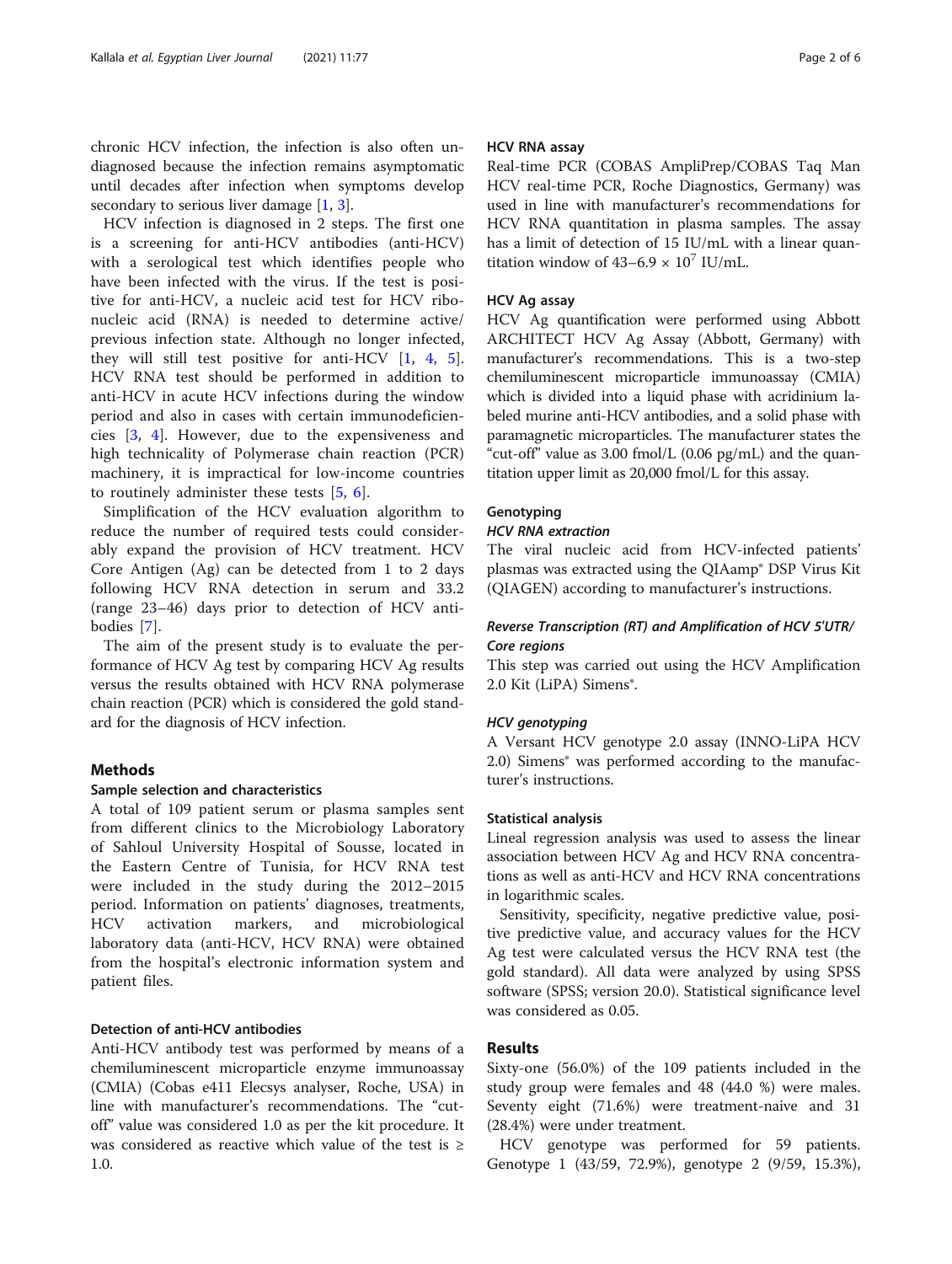chronic HCV infection, the infection is also often undiagnosed because the infection remains asymptomatic until decades after infection when symptoms develop secondary to serious liver damage [1, 3].

HCV infection is diagnosed in 2 steps. The first one is a screening for anti-HCV antibodies (anti-HCV) with a serological test which identifies people who have been infected with the virus. If the test is positive for anti-HCV, a nucleic acid test for HCV ribonucleic acid (RNA) is needed to determine active/previous infection state. Although no longer infected, they will still test positive for anti-HCV [1, 4, 5]. HCV RNA test should be performed in addition to anti-HCV in acute HCV infections during the window period and also in cases with certain immunodeficiencies [3, 4]. However, due to the expensiveness and high technicality of Polymerase chain reaction (PCR) machinery, it is impractical for low-income countries to routinely administer these tests [5, 6].

Simplification of the HCV evaluation algorithm to reduce the number of required tests could considerably expand the provision of HCV treatment. HCV Core Antigen (Ag) can be detected from 1 to 2 days following HCV RNA detection in serum and 33.2 (range 23–46) days prior to detection of HCV antibodies [7].

The aim of the present study is to evaluate the performance of HCV Ag test by comparing HCV Ag results versus the results obtained with HCV RNA polymerase chain reaction (PCR) which is considered the gold standard for the diagnosis of HCV infection.

## Methods

### Sample selection and characteristics

A total of 109 patient serum or plasma samples sent from different clinics to the Microbiology Laboratory of Sahloul University Hospital of Sousse, located in the Eastern Centre of Tunisia, for HCV RNA test were included in the study during the 2012–2015 period. Information on patients' diagnoses, treatments, HCV activation markers, and microbiological laboratory data (anti-HCV, HCV RNA) were obtained from the hospital's electronic information system and patient files.

### Detection of anti-HCV antibodies

Anti-HCV antibody test was performed by means of a chemiluminescent microparticle enzyme immunoassay (CMIA) (Cobas e411 Elecsys analyser, Roche, USA) in line with manufacturer's recommendations. The "cut-off" value was considered 1.0 as per the kit procedure. It was considered as reactive which value of the test is ≥ 1.0.

### HCV RNA assay

Real-time PCR (COBAS AmpliPrep/COBAS Taq Man HCV real-time PCR, Roche Diagnostics, Germany) was used in line with manufacturer's recommendations for HCV RNA quantitation in plasma samples. The assay has a limit of detection of 15 IU/mL with a linear quantitation window of $43–6.9 \times 10^7$ IU/mL.

### HCV Ag assay

HCV Ag quantification were performed using Abbott ARCHITECT HCV Ag Assay (Abbott, Germany) with manufacturer's recommendations. This is a two-step chemiluminescent microparticle immunoassay (CMIA) which is divided into a liquid phase with acridinium labeled murine anti-HCV antibodies, and a solid phase with paramagnetic microparticles. The manufacturer states the "cut-off" value as 3.00 fmol/L (0.06 pg/mL) and the quantitation upper limit as 20,000 fmol/L for this assay.

### Genotyping

#### *HCV RNA extraction*

The viral nucleic acid from HCV-infected patients' plasmas was extracted using the QIAamp® DSP Virus Kit (QIAGEN) according to manufacturer's instructions.

#### *Reverse Transcription (RT) and Amplification of HCV 5'UTR/Core regions*

This step was carried out using the HCV Amplification 2.0 Kit (LiPA) Simens®.

#### *HCV genotyping*

A Versant HCV genotype 2.0 assay (INNO-LiPA HCV 2.0) Simens® was performed according to the manufacturer's instructions.

### Statistical analysis

Lineal regression analysis was used to assess the linear association between HCV Ag and HCV RNA concentrations as well as anti-HCV and HCV RNA concentrations in logarithmic scales.

Sensitivity, specificity, negative predictive value, positive predictive value, and accuracy values for the HCV Ag test were calculated versus the HCV RNA test (the gold standard). All data were analyzed by using SPSS software (SPSS; version 20.0). Statistical significance level was considered as 0.05.

## Results

Sixty-one (56.0%) of the 109 patients included in the study group were females and 48 (44.0 %) were males. Seventy eight (71.6%) were treatment-naive and 31 (28.4%) were under treatment.

HCV genotype was performed for 59 patients. Genotype 1 (43/59, 72.9%), genotype 2 (9/59, 15.3%),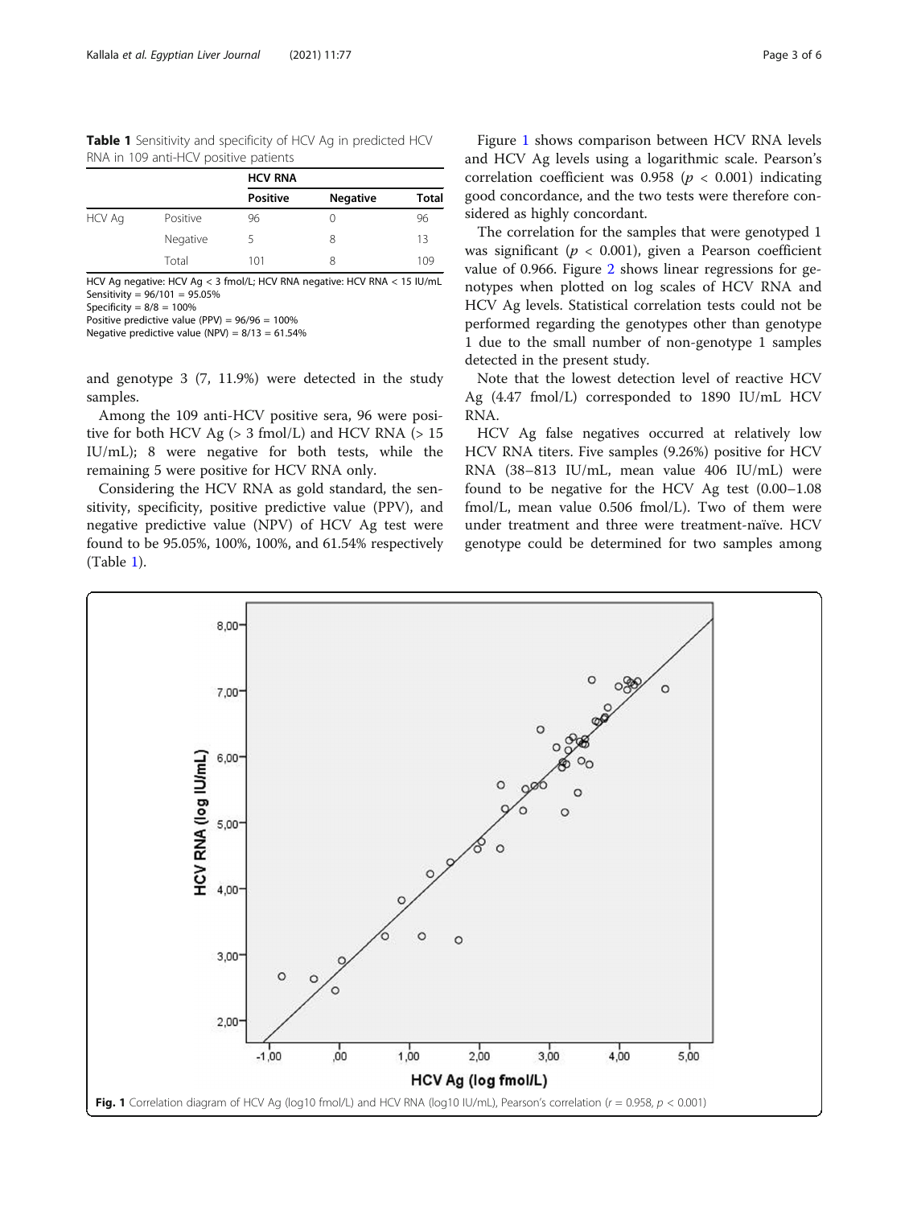**Table 1** Sensitivity and specificity of HCV Ag in predicted HCV RNA in 109 anti-HCV positive patients

| | | HCV RNA | | |
|---|---|---|---|---|
| | | Positive | Negative | Total |
| HCV Ag | Positive | 96 | 0 | 96 |
| | Negative | 5 | 8 | 13 |
| | Total | 101 | 8 | 109 |

HCV Ag negative: HCV Ag < 3 fmol/L; HCV RNA negative: HCV RNA < 15 IU/mL
Sensitivity = 96/101 = 95.05%
Specificity = 8/8 = 100%
Positive predictive value (PPV) = 96/96 = 100%
Negative predictive value (NPV) = 8/13 = 61.54%

and genotype 3 (7, 11.9%) were detected in the study samples.

Among the 109 anti-HCV positive sera, 96 were positive for both HCV Ag (> 3 fmol/L) and HCV RNA (> 15 IU/mL); 8 were negative for both tests, while the remaining 5 were positive for HCV RNA only.

Considering the HCV RNA as gold standard, the sensitivity, specificity, positive predictive value (PPV), and negative predictive value (NPV) of HCV Ag test were found to be 95.05%, 100%, 100%, and 61.54% respectively (Table 1).

Figure 1 shows comparison between HCV RNA levels and HCV Ag levels using a logarithmic scale. Pearson's correlation coefficient was 0.958 ($p < 0.001$) indicating good concordance, and the two tests were therefore considered as highly concordant.

The correlation for the samples that were genotyped 1 was significant ($p < 0.001$), given a Pearson coefficient value of 0.966. Figure 2 shows linear regressions for genotypes when plotted on log scales of HCV RNA and HCV Ag levels. Statistical correlation tests could not be performed regarding the genotypes other than genotype 1 due to the small number of non-genotype 1 samples detected in the present study.

Note that the lowest detection level of reactive HCV Ag (4.47 fmol/L) corresponded to 1890 IU/mL HCV RNA.

HCV Ag false negatives occurred at relatively low HCV RNA titers. Five samples (9.26%) positive for HCV RNA (38–813 IU/mL, mean value 406 IU/mL) were found to be negative for the HCV Ag test (0.00–1.08 fmol/L, mean value 0.506 fmol/L). Two of them were under treatment and three were treatment-naïve. HCV genotype could be determined for two samples among

**Fig. 1** Correlation diagram of HCV Ag (log10 fmol/L) and HCV RNA (log10 IU/mL), Pearson's correlation ($r = 0.958$, $p < 0.001$)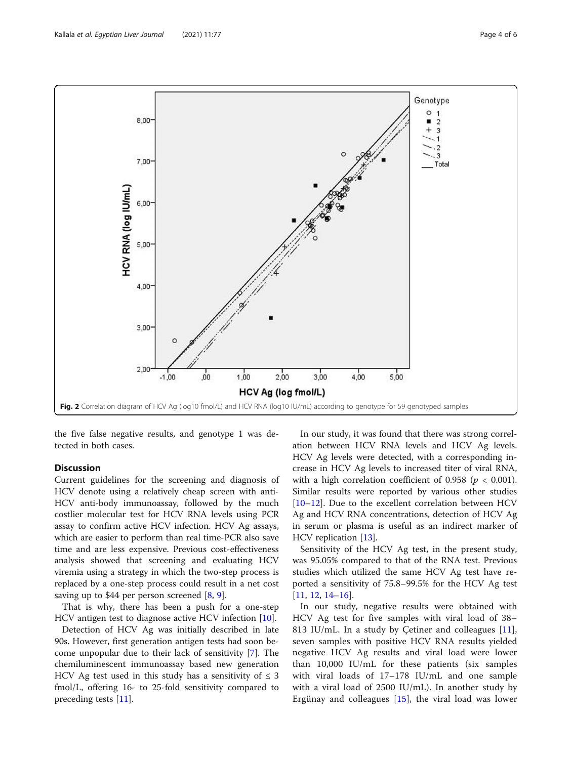Fig. 2 Correlation diagram of HCV Ag (log10 fmol/L) and HCV RNA (log10 IU/mL) according to genotype for 59 genotyped samples

the five false negative results, and genotype 1 was detected in both cases.

## Discussion

Current guidelines for the screening and diagnosis of HCV denote using a relatively cheap screen with anti-HCV anti-body immunoassay, followed by the much costlier molecular test for HCV RNA levels using PCR assay to confirm active HCV infection. HCV Ag assays, which are easier to perform than real time-PCR also save time and are less expensive. Previous cost-effectiveness analysis showed that screening and evaluating HCV viremia using a strategy in which the two-step process is replaced by a one-step process could result in a net cost saving up to $44 per person screened [8, 9].

That is why, there has been a push for a one-step HCV antigen test to diagnose active HCV infection [10].

Detection of HCV Ag was initially described in late 90s. However, first generation antigen tests had soon become unpopular due to their lack of sensitivity [7]. The chemiluminescent immunoassay based new generation HCV Ag test used in this study has a sensitivity of ≤ 3 fmol/L, offering 16- to 25-fold sensitivity compared to preceding tests [11].

In our study, it was found that there was strong correlation between HCV RNA levels and HCV Ag levels. HCV Ag levels were detected, with a corresponding increase in HCV Ag levels to increased titer of viral RNA, with a high correlation coefficient of 0.958 ($p < 0.001$). Similar results were reported by various other studies [10–12]. Due to the excellent correlation between HCV Ag and HCV RNA concentrations, detection of HCV Ag in serum or plasma is useful as an indirect marker of HCV replication [13].

Sensitivity of the HCV Ag test, in the present study, was 95.05% compared to that of the RNA test. Previous studies which utilized the same HCV Ag test have reported a sensitivity of 75.8–99.5% for the HCV Ag test [11, 12, 14–16].

In our study, negative results were obtained with HCV Ag test for five samples with viral load of 38–813 IU/mL. In a study by Çetiner and colleagues [11], seven samples with positive HCV RNA results yielded negative HCV Ag results and viral load were lower than 10,000 IU/mL for these patients (six samples with viral loads of 17–178 IU/mL and one sample with a viral load of 2500 IU/mL). In another study by Ergünay and colleagues [15], the viral load was lower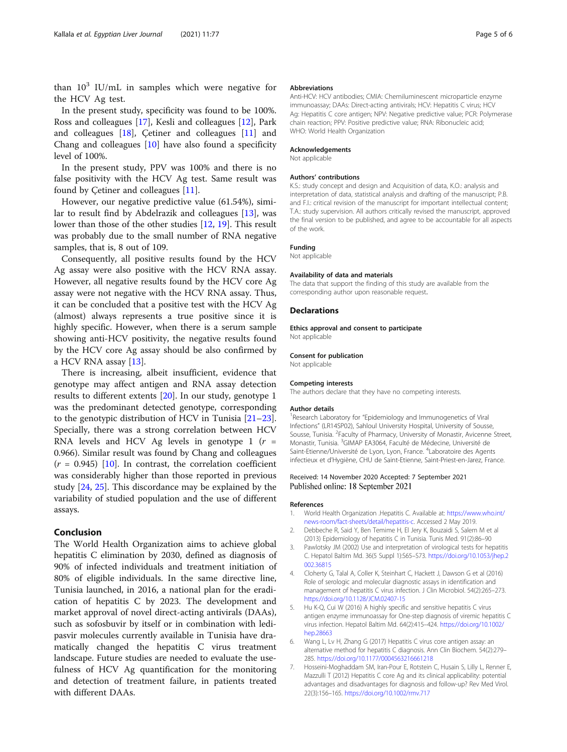than $10^3$ IU/mL in samples which were negative for the HCV Ag test.

In the present study, specificity was found to be 100%. Ross and colleagues [17], Kesli and colleagues [12], Park and colleagues [18], Çetiner and colleagues [11] and Chang and colleagues [10] have also found a specificity level of 100%.

In the present study, PPV was 100% and there is no false positivity with the HCV Ag test. Same result was found by Çetiner and colleagues [11].

However, our negative predictive value (61.54%), similar to result find by Abdelrazik and colleagues [13], was lower than those of the other studies [12, 19]. This result was probably due to the small number of RNA negative samples, that is, 8 out of 109.

Consequently, all positive results found by the HCV Ag assay were also positive with the HCV RNA assay. However, all negative results found by the HCV core Ag assay were not negative with the HCV RNA assay. Thus, it can be concluded that a positive test with the HCV Ag (almost) always represents a true positive since it is highly specific. However, when there is a serum sample showing anti-HCV positivity, the negative results found by the HCV core Ag assay should be also confirmed by a HCV RNA assay [13].

There is increasing, albeit insufficient, evidence that genotype may affect antigen and RNA assay detection results to different extents [20]. In our study, genotype 1 was the predominant detected genotype, corresponding to the genotypic distribution of HCV in Tunisia [21–23]. Specially, there was a strong correlation between HCV RNA levels and HCV Ag levels in genotype 1 ($r$ = 0.966). Similar result was found by Chang and colleagues ($r$ = 0.945) [10]. In contrast, the correlation coefficient was considerably higher than those reported in previous study [24, 25]. This discordance may be explained by the variability of studied population and the use of different assays.

## Conclusion

The World Health Organization aims to achieve global hepatitis C elimination by 2030, defined as diagnosis of 90% of infected individuals and treatment initiation of 80% of eligible individuals. In the same directive line, Tunisia launched, in 2016, a national plan for the eradication of hepatitis C by 2023. The development and market approval of novel direct-acting antivirals (DAAs), such as sofosbuvir by itself or in combination with ledipasvir molecules currently available in Tunisia have dramatically changed the hepatitis C virus treatment landscape. Future studies are needed to evaluate the usefulness of HCV Ag quantification for the monitoring and detection of treatment failure, in patients treated with different DAAs.

### Abbreviations

Anti-HCV: HCV antibodies; CMIA: Chemiluminescent microparticle enzyme immunoassay; DAAs: Direct-acting antivirals; HCV: Hepatitis C virus; HCV Ag: Hepatitis C core antigen; NPV: Negative predictive value; PCR: Polymerase chain reaction; PPV: Positive predictive value; RNA: Ribonucleic acid; WHO: World Health Organization

### Acknowledgements

Not applicable

### Authors' contributions

K.S.: study concept and design and Acquisition of data, K.O.: analysis and interpretation of data, statistical analysis and drafting of the manuscript; P.B. and F.I.: critical revision of the manuscript for important intellectual content; T.A.: study supervision. All authors critically revised the manuscript, approved the final version to be published, and agree to be accountable for all aspects of the work.

### Funding

Not applicable

### Availability of data and materials

The data that support the finding of this study are available from the corresponding author upon reasonable request.

## Declarations

### Ethics approval and consent to participate

Not applicable

### Consent for publication

Not applicable

### Competing interests

The authors declare that they have no competing interests.

### Author details

[1]Research Laboratory for "Epidemiology and Immunogenetics of Viral Infections" (LR14SP02), Sahloul University Hospital, University of Sousse, Sousse, Tunisia. [2]Faculty of Pharmacy, University of Monastir, Avicenne Street, Monastir, Tunisia. [3]GIMAP EA3064, Faculté de Médecine, Université de Saint-Etienne/Université de Lyon, Lyon, France. [4]Laboratoire des Agents infectieux et d'Hygiène, CHU de Saint-Etienne, Saint-Priest-en-Jarez, France.

Received: 14 November 2020 Accepted: 7 September 2021
Published online: 18 September 2021

### References

1. World Health Organization .Hepatitis C. Available at: https://www.who.int/news-room/fact-sheets/detail/hepatitis-c. Accessed 2 May 2019.
2. Debbeche R, Said Y, Ben Temime H, El Jery K, Bouzaidi S, Salem M et al (2013) Epidemiology of hepatitis C in Tunisia. Tunis Med. 91(2):86–90
3. Pawlotsky JM (2002) Use and interpretation of virological tests for hepatitis C. Hepatol Baltim Md. 36(5 Suppl 1):S65–S73. https://doi.org/10.1053/jhep.2002.36815
4. Cloherty G, Talal A, Coller K, Steinhart C, Hackett J, Dawson G et al (2016) Role of serologic and molecular diagnostic assays in identification and management of hepatitis C virus infection. J Clin Microbiol. 54(2):265–273. https://doi.org/10.1128/JCM.02407-15
5. Hu K-Q, Cui W (2016) A highly specific and sensitive hepatitis C virus antigen enzyme immunoassay for One-step diagnosis of viremic hepatitis C virus infection. Hepatol Baltim Md. 64(2):415–424. https://doi.org/10.1002/hep.28663
6. Wang L, Lv H, Zhang G (2017) Hepatitis C virus core antigen assay: an alternative method for hepatitis C diagnosis. Ann Clin Biochem. 54(2):279–285. https://doi.org/10.1177/0004563216661218
7. Hosseini-Moghaddam SM, Iran-Pour E, Rotstein C, Husain S, Lilly L, Renner E, Mazzulli T (2012) Hepatitis C core Ag and its clinical applicability: potential advantages and disadvantages for diagnosis and follow-up? Rev Med Virol. 22(3):156–165. https://doi.org/10.1002/rmv.717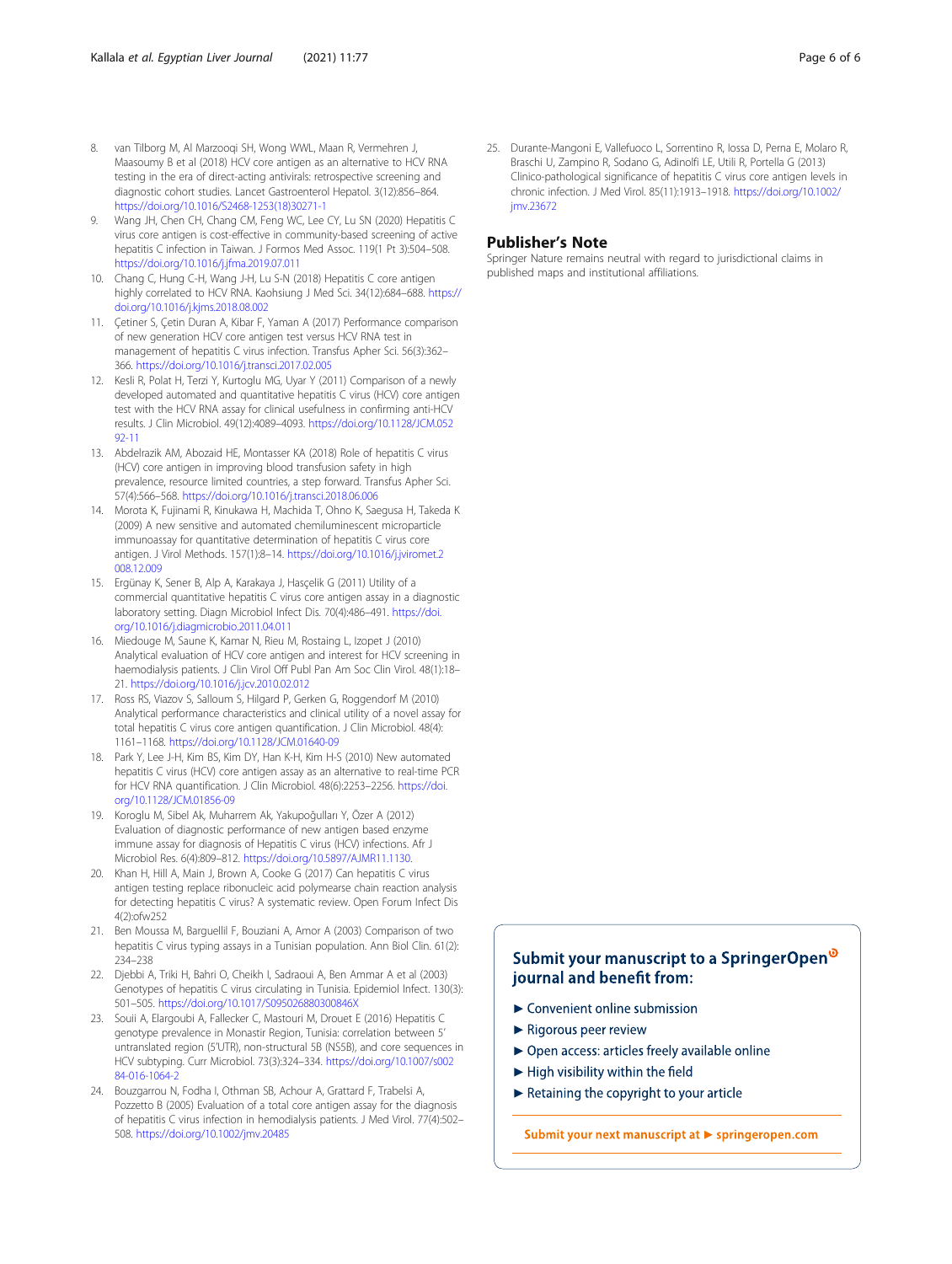8. van Tilborg M, Al Marzooqi SH, Wong WWL, Maan R, Vermehren J, Maasoumy B et al (2018) HCV core antigen as an alternative to HCV RNA testing in the era of direct-acting antivirals: retrospective screening and diagnostic cohort studies. Lancet Gastroenterol Hepatol. 3(12):856–864. https://doi.org/10.1016/S2468-1253(18)30271-1
9. Wang JH, Chen CH, Chang CM, Feng WC, Lee CY, Lu SN (2020) Hepatitis C virus core antigen is cost-effective in community-based screening of active hepatitis C infection in Taiwan. J Formos Med Assoc. 119(1 Pt 3):504–508. https://doi.org/10.1016/j.jfma.2019.07.011
10. Chang C, Hung C-H, Wang J-H, Lu S-N (2018) Hepatitis C core antigen highly correlated to HCV RNA. Kaohsiung J Med Sci. 34(12):684–688. https://doi.org/10.1016/j.kjms.2018.08.002
11. Çetiner S, Çetin Duran A, Kibar F, Yaman A (2017) Performance comparison of new generation HCV core antigen test versus HCV RNA test in management of hepatitis C virus infection. Transfus Apher Sci. 56(3):362–366. https://doi.org/10.1016/j.transci.2017.02.005
12. Kesli R, Polat H, Terzi Y, Kurtoglu MG, Uyar Y (2011) Comparison of a newly developed automated and quantitative hepatitis C virus (HCV) core antigen test with the HCV RNA assay for clinical usefulness in confirming anti-HCV results. J Clin Microbiol. 49(12):4089–4093. https://doi.org/10.1128/JCM.05292-11
13. Abdelrazik AM, Abozaid HE, Montasser KA (2018) Role of hepatitis C virus (HCV) core antigen in improving blood transfusion safety in high prevalence, resource limited countries, a step forward. Transfus Apher Sci. 57(4):566–568. https://doi.org/10.1016/j.transci.2018.06.006
14. Morota K, Fujinami R, Kinukawa H, Machida T, Ohno K, Saegusa H, Takeda K (2009) A new sensitive and automated chemiluminescent microparticle immunoassay for quantitative determination of hepatitis C virus core antigen. J Virol Methods. 157(1):8–14. https://doi.org/10.1016/j.jviromet.2008.12.009
15. Ergünay K, Sener B, Alp A, Karakaya J, Hasçelik G (2011) Utility of a commercial quantitative hepatitis C virus core antigen assay in a diagnostic laboratory setting. Diagn Microbiol Infect Dis. 70(4):486–491. https://doi.org/10.1016/j.diagmicrobio.2011.04.011
16. Miedouge M, Saune K, Kamar N, Rieu M, Rostaing L, Izopet J (2010) Analytical evaluation of HCV core antigen and interest for HCV screening in haemodialysis patients. J Clin Virol Off Publ Pan Am Soc Clin Virol. 48(1):18–21. https://doi.org/10.1016/j.jcv.2010.02.012
17. Ross RS, Viazov S, Salloum S, Hilgard P, Gerken G, Roggendorf M (2010) Analytical performance characteristics and clinical utility of a novel assay for total hepatitis C virus core antigen quantification. J Clin Microbiol. 48(4):1161–1168. https://doi.org/10.1128/JCM.01640-09
18. Park Y, Lee J-H, Kim BS, Kim DY, Han K-H, Kim H-S (2010) New automated hepatitis C virus (HCV) core antigen assay as an alternative to real-time PCR for HCV RNA quantification. J Clin Microbiol. 48(6):2253–2256. https://doi.org/10.1128/JCM.01856-09
19. Koroglu M, Sibel Ak, Muharrem Ak, Yakupoğulları Y, Özer A (2012) Evaluation of diagnostic performance of new antigen based enzyme immune assay for diagnosis of Hepatitis C virus (HCV) infections. Afr J Microbiol Res. 6(4):809–812. https://doi.org/10.5897/AJMR11.1130.
20. Khan H, Hill A, Main J, Brown A, Cooke G (2017) Can hepatitis C virus antigen testing replace ribonucleic acid polymearse chain reaction analysis for detecting hepatitis C virus? A systematic review. Open Forum Infect Dis 4(2):ofw252
21. Ben Moussa M, Barguellil F, Bouziani A, Amor A (2003) Comparison of two hepatitis C virus typing assays in a Tunisian population. Ann Biol Clin. 61(2):234–238
22. Djebbi A, Triki H, Bahri O, Cheikh I, Sadraoui A, Ben Ammar A et al (2003) Genotypes of hepatitis C virus circulating in Tunisia. Epidemiol Infect. 130(3):501–505. https://doi.org/10.1017/S095026880300846X
23. Souii A, Elargoubi A, Fallecker C, Mastouri M, Drouet E (2016) Hepatitis C genotype prevalence in Monastir Region, Tunisia: correlation between 5′ untranslated region (5′UTR), non-structural 5B (NS5B), and core sequences in HCV subtyping. Curr Microbiol. 73(3):324–334. https://doi.org/10.1007/s00284-016-1064-2
24. Bouzgarrou N, Fodha I, Othman SB, Achour A, Grattard F, Trabelsi A, Pozzetto B (2005) Evaluation of a total core antigen assay for the diagnosis of hepatitis C virus infection in hemodialysis patients. J Med Virol. 77(4):502–508. https://doi.org/10.1002/jmv.20485
25. Durante-Mangoni E, Vallefuoco L, Sorrentino R, Iossa D, Perna E, Molaro R, Braschi U, Zampino R, Sodano G, Adinolfi LE, Utili R, Portella G (2013) Clinico-pathological significance of hepatitis C virus core antigen levels in chronic infection. J Med Virol. 85(11):1913–1918. https://doi.org/10.1002/jmv.23672

## Publisher's Note

Springer Nature remains neutral with regard to jurisdictional claims in published maps and institutional affiliations.

**Submit your manuscript to a SpringerOpen journal and benefit from:**

- ► Convenient online submission
- ► Rigorous peer review
- ► Open access: articles freely available online
- ► High visibility within the field
- ► Retaining the copyright to your article

**Submit your next manuscript at ► springeropen.com**